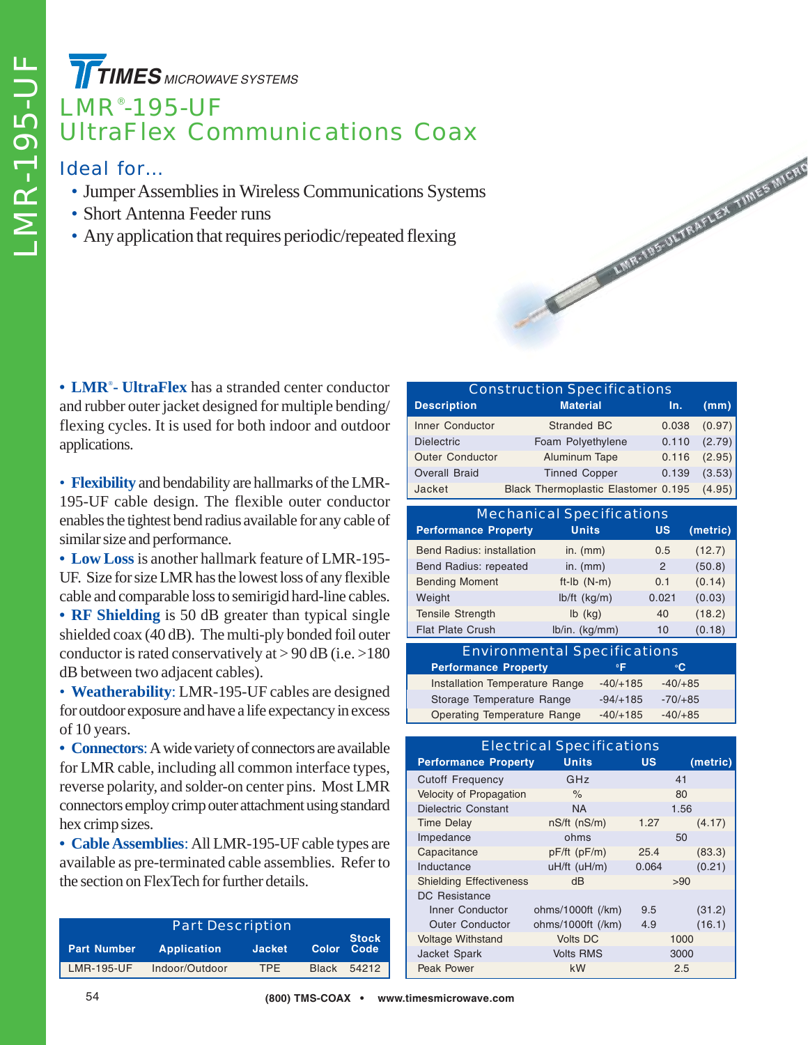# TIMES MICROWAVE SYSTEMS

# LMR®-195-UF
# UltraFlex Communications Coax

## Ideal for...

- Jumper Assemblies in Wireless Communications Systems
- Short Antenna Feeder runs
- Any application that requires periodic/repeated flexing

- **LMR®- UltraFlex** has a stranded center conductor and rubber outer jacket designed for multiple bending/flexing cycles. It is used for both indoor and outdoor applications.

- **Flexibility** and bendability are hallmarks of the LMR-195-UF cable design. The flexible outer conductor enables the tightest bend radius available for any cable of similar size and performance.
- **Low Loss** is another hallmark feature of LMR-195-UF. Size for size LMR has the lowest loss of any flexible cable and comparable loss to semirigid hard-line cables.
- **RF Shielding** is 50 dB greater than typical single shielded coax (40 dB). The multi-ply bonded foil outer conductor is rated conservatively at > 90 dB (i.e. >180 dB between two adjacent cables).
- **Weatherability**: LMR-195-UF cables are designed for outdoor exposure and have a life expectancy in excess of 10 years.
- **Connectors**: A wide variety of connectors are available for LMR cable, including all common interface types, reverse polarity, and solder-on center pins. Most LMR connectors employ crimp outer attachment using standard hex crimp sizes.
- **Cable Assemblies**: All LMR-195-UF cable types are available as pre-terminated cable assemblies. Refer to the section on FlexTech for further details.

### Part Description

| Part Number | Application | Jacket | Color | Stock Code |
|---|---|---|---|---|
| LMR-195-UF | Indoor/Outdoor | TPE | Black | 54212 |

### Construction Specifications

| Description | Material | In. | (mm) |
|---|---|---|---|
| Inner Conductor | Stranded BC | 0.038 | (0.97) |
| Dielectric | Foam Polyethylene | 0.110 | (2.79) |
| Outer Conductor | Aluminum Tape | 0.116 | (2.95) |
| Overall Braid | Tinned Copper | 0.139 | (3.53) |
| Jacket | Black Thermoplastic Elastomer | 0.195 | (4.95) |

### Mechanical Specifications

| Performance Property | Units | US | (metric) |
|---|---|---|---|
| Bend Radius: installation | in. (mm) | 0.5 | (12.7) |
| Bend Radius: repeated | in. (mm) | 2 | (50.8) |
| Bending Moment | ft-lb (N-m) | 0.1 | (0.14) |
| Weight | lb/ft (kg/m) | 0.021 | (0.03) |
| Tensile Strength | lb (kg) | 40 | (18.2) |
| Flat Plate Crush | lb/in. (kg/mm) | 10 | (0.18) |

### Environmental Specifications

| Performance Property | °F | °C |
|---|---|---|
| Installation Temperature Range | -40/+185 | -40/+85 |
| Storage Temperature Range | -94/+185 | -70/+85 |
| Operating Temperature Range | -40/+185 | -40/+85 |

### Electrical Specifications

| Performance Property | Units | US | (metric) |
|---|---|---|---|
| Cutoff Frequency | GHz | 41 | |
| Velocity of Propagation | % | 80 | |
| Dielectric Constant | NA | 1.56 | |
| Time Delay | nS/ft (nS/m) | 1.27 | (4.17) |
| Impedance | ohms | 50 | |
| Capacitance | pF/ft (pF/m) | 25.4 | (83.3) |
| Inductance | uH/ft (uH/m) | 0.064 | (0.21) |
| Shielding Effectiveness | dB | >90 | |
| DC Resistance | | | |
| Inner Conductor | ohms/1000ft (/km) | 9.5 | (31.2) |
| Outer Conductor | ohms/1000ft (/km) | 4.9 | (16.1) |
| Voltage Withstand | Volts DC | 1000 | |
| Jacket Spark | Volts RMS | 3000 | |
| Peak Power | kW | 2.5 | |

(800) TMS-COAX • www.timesmicrowave.com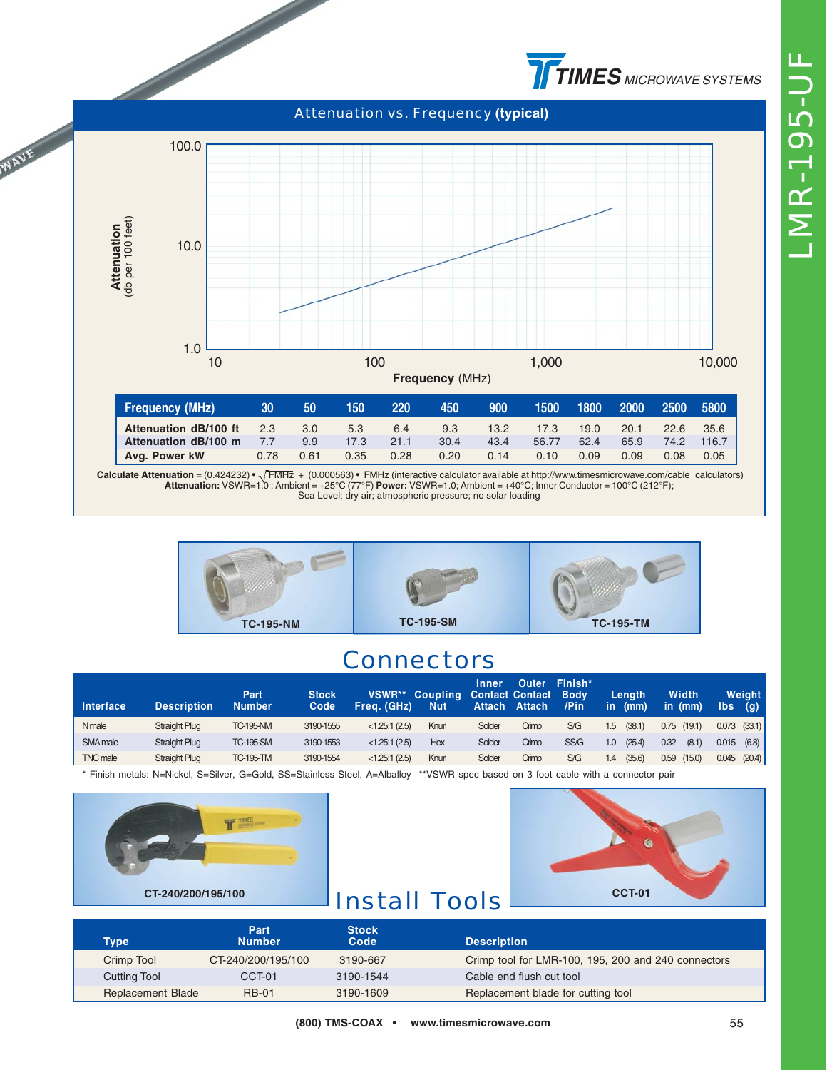**TIMES** MICROWAVE SYSTEMS

LMR-195-UF

## Attenuation vs. Frequency (typical)

100.0

10.0

1.0

Attenuation (db per 100 feet)

10

100

1,000

10,000

Frequency (MHz)

| Frequency (MHz) | 30 | 50 | 150 | 220 | 450 | 900 | 1500 | 1800 | 2000 | 2500 | 5800 |
|---|---|---|---|---|---|---|---|---|---|---|---|
| Attenuation dB/100 ft | 2.3 | 3.0 | 5.3 | 6.4 | 9.3 | 13.2 | 17.3 | 19.0 | 20.1 | 22.6 | 35.6 |
| Attenuation dB/100 m | 7.7 | 9.9 | 17.3 | 21.1 | 30.4 | 43.4 | 56.77 | 62.4 | 65.9 | 74.2 | 116.7 |
| Avg. Power kW | 0.78 | 0.61 | 0.35 | 0.28 | 0.20 | 0.14 | 0.10 | 0.09 | 0.09 | 0.08 | 0.05 |

**Calculate Attenuation** = (0.424232) • $\sqrt{\text{FMHz}}$ + (0.000563) • FMHz (interactive calculator available at http://www.timesmicrowave.com/cable_calculators)
**Attenuation:** VSWR=1.0 ; Ambient = +25°C (77°F) **Power:** VSWR=1.0; Ambient = +40°C; Inner Conductor = 100°C (212°F);
Sea Level; dry air; atmospheric pressure; no solar loading

TC-195-NM

TC-195-SM

TC-195-TM

## Connectors

| Interface | Description | Part Number | Stock Code | VSWR** Freq. (GHz) | Coupling Nut | Inner Contact Attach | Outer Contact Attach | Finish* Body /Pin | Length in (mm) | Width in (mm) | Weight lbs (g) |
|---|---|---|---|---|---|---|---|---|---|---|---|
| N male | Straight Plug | TC-195-NM | 3190-1555 | <1.25:1 (2.5) | Knurl | Solder | Crimp | S/G | 1.5 (38.1) | 0.75 (19.1) | 0.073 (33.1) |
| SMA male | Straight Plug | TC-195-SM | 3190-1553 | <1.25:1 (2.5) | Hex | Solder | Crimp | SS/G | 1.0 (25.4) | 0.32 (8.1) | 0.015 (6.8) |
| TNC male | Straight Plug | TC-195-TM | 3190-1554 | <1.25:1 (2.5) | Knurl | Solder | Crimp | S/G | 1.4 (35.6) | 0.59 (15.0) | 0.045 (20.4) |

\* Finish metals: N=Nickel, S=Silver, G=Gold, SS=Stainless Steel, A=Alballoy **VSWR spec based on 3 foot cable with a connector pair

CT-240/200/195/100

CCT-01

## Install Tools

| Type | Part Number | Stock Code | Description |
|---|---|---|---|
| Crimp Tool | CT-240/200/195/100 | 3190-667 | Crimp tool for LMR-100, 195, 200 and 240 connectors |
| Cutting Tool | CCT-01 | 3190-1544 | Cable end flush cut tool |
| Replacement Blade | RB-01 | 3190-1609 | Replacement blade for cutting tool |

(800) TMS-COAX • www.timesmicrowave.com